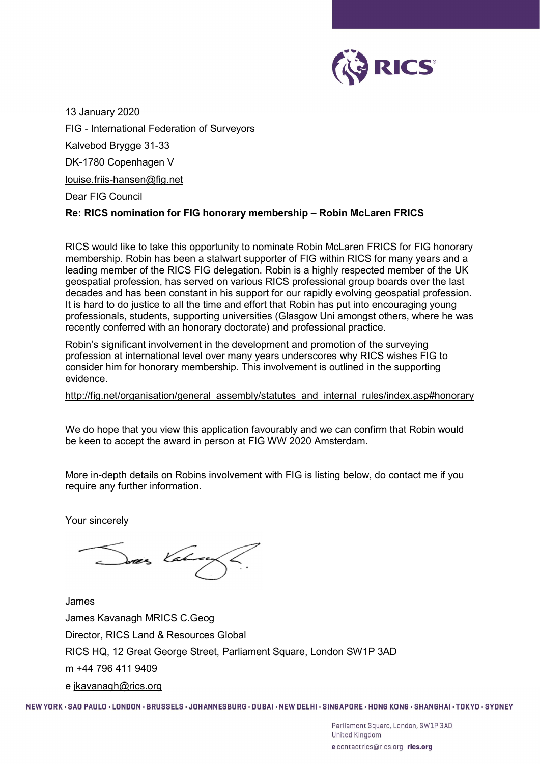13 January 2020

FIG - International Federation of Surveyors

Kalvebod Brygge 31-33

DK-1780 Copenhagen V

louise.friis-hansen@fig.net

Dear FIG Council

**Re: RICS nomination for FIG honorary membership – Robin McLaren FRICS**

RICS would like to take this opportunity to nominate Robin McLaren FRICS for FIG honorary membership. Robin has been a stalwart supporter of FIG within RICS for many years and a leading member of the RICS FIG delegation. Robin is a highly respected member of the UK geospatial profession, has served on various RICS professional group boards over the last decades and has been constant in his support for our rapidly evolving geospatial profession. It is hard to do justice to all the time and effort that Robin has put into encouraging young professionals, students, supporting universities (Glasgow Uni amongst others, where he was recently conferred with an honorary doctorate) and professional practice.

Robin's significant involvement in the development and promotion of the surveying profession at international level over many years underscores why RICS wishes FIG to consider him for honorary membership. This involvement is outlined in the supporting evidence.

http://fig.net/organisation/general_assembly/statutes_and_internal_rules/index.asp#honorary

We do hope that you view this application favourably and we can confirm that Robin would be keen to accept the award in person at FIG WW 2020 Amsterdam.

More in-depth details on Robins involvement with FIG is listing below, do contact me if you require any further information.

Your sincerely

James

James Kavanagh MRICS C.Geog

Director, RICS Land & Resources Global

RICS HQ, 12 Great George Street, Parliament Square, London SW1P 3AD

m +44 796 411 9409

e jkavanagh@rics.org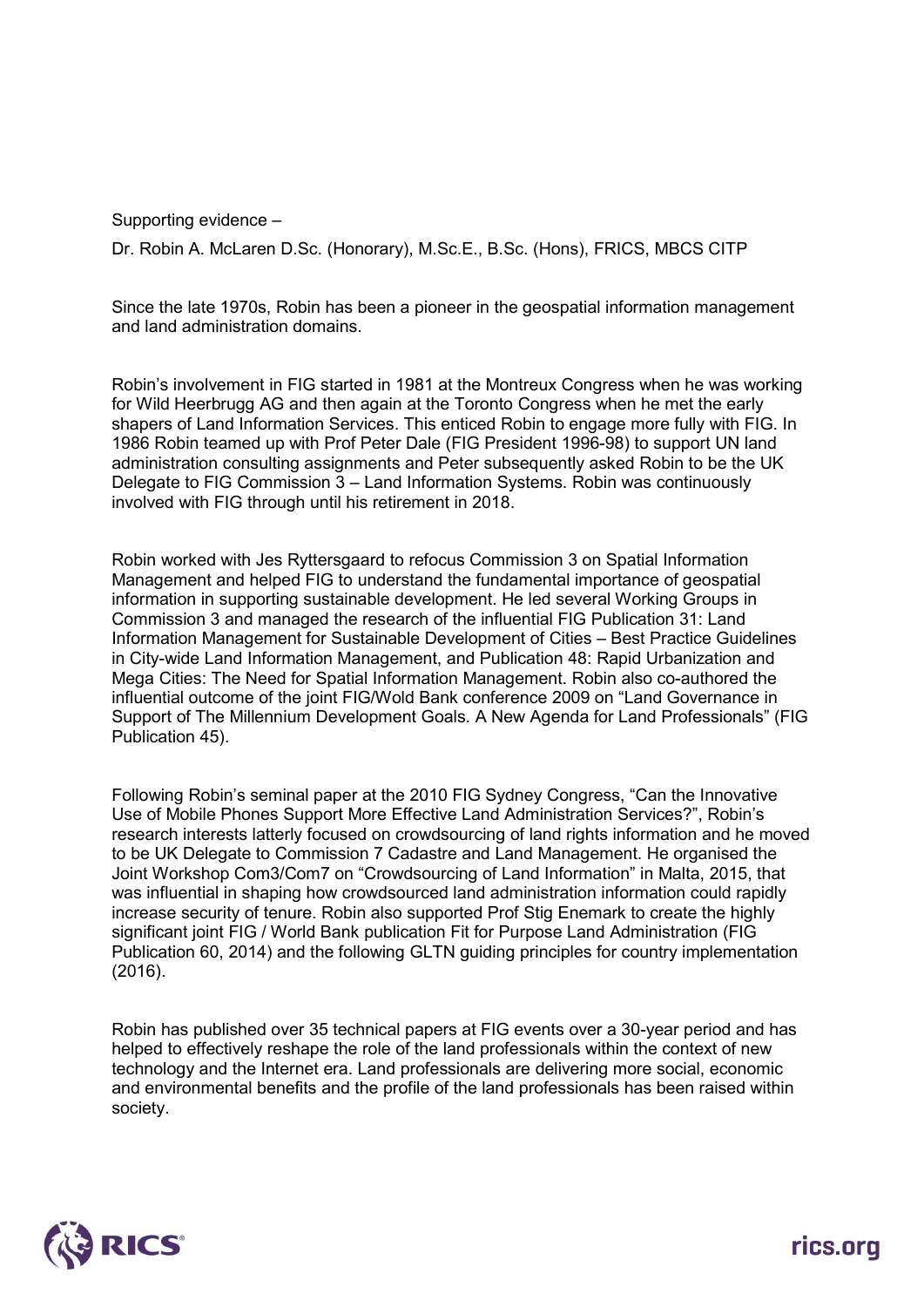Supporting evidence –

Dr. Robin A. McLaren D.Sc. (Honorary), M.Sc.E., B.Sc. (Hons), FRICS, MBCS CITP

Since the late 1970s, Robin has been a pioneer in the geospatial information management and land administration domains.

Robin's involvement in FIG started in 1981 at the Montreux Congress when he was working for Wild Heerbrugg AG and then again at the Toronto Congress when he met the early shapers of Land Information Services. This enticed Robin to engage more fully with FIG. In 1986 Robin teamed up with Prof Peter Dale (FIG President 1996-98) to support UN land administration consulting assignments and Peter subsequently asked Robin to be the UK Delegate to FIG Commission 3 – Land Information Systems. Robin was continuously involved with FIG through until his retirement in 2018.

Robin worked with Jes Ryttersgaard to refocus Commission 3 on Spatial Information Management and helped FIG to understand the fundamental importance of geospatial information in supporting sustainable development. He led several Working Groups in Commission 3 and managed the research of the influential FIG Publication 31: Land Information Management for Sustainable Development of Cities – Best Practice Guidelines in City-wide Land Information Management, and Publication 48: Rapid Urbanization and Mega Cities: The Need for Spatial Information Management. Robin also co-authored the influential outcome of the joint FIG/Wold Bank conference 2009 on "Land Governance in Support of The Millennium Development Goals. A New Agenda for Land Professionals" (FIG Publication 45).

Following Robin's seminal paper at the 2010 FIG Sydney Congress, "Can the Innovative Use of Mobile Phones Support More Effective Land Administration Services?", Robin's research interests latterly focused on crowdsourcing of land rights information and he moved to be UK Delegate to Commission 7 Cadastre and Land Management. He organised the Joint Workshop Com3/Com7 on "Crowdsourcing of Land Information" in Malta, 2015, that was influential in shaping how crowdsourced land administration information could rapidly increase security of tenure. Robin also supported Prof Stig Enemark to create the highly significant joint FIG / World Bank publication Fit for Purpose Land Administration (FIG Publication 60, 2014) and the following GLTN guiding principles for country implementation (2016).

Robin has published over 35 technical papers at FIG events over a 30-year period and has helped to effectively reshape the role of the land professionals within the context of new technology and the Internet era. Land professionals are delivering more social, economic and environmental benefits and the profile of the land professionals has been raised within society.